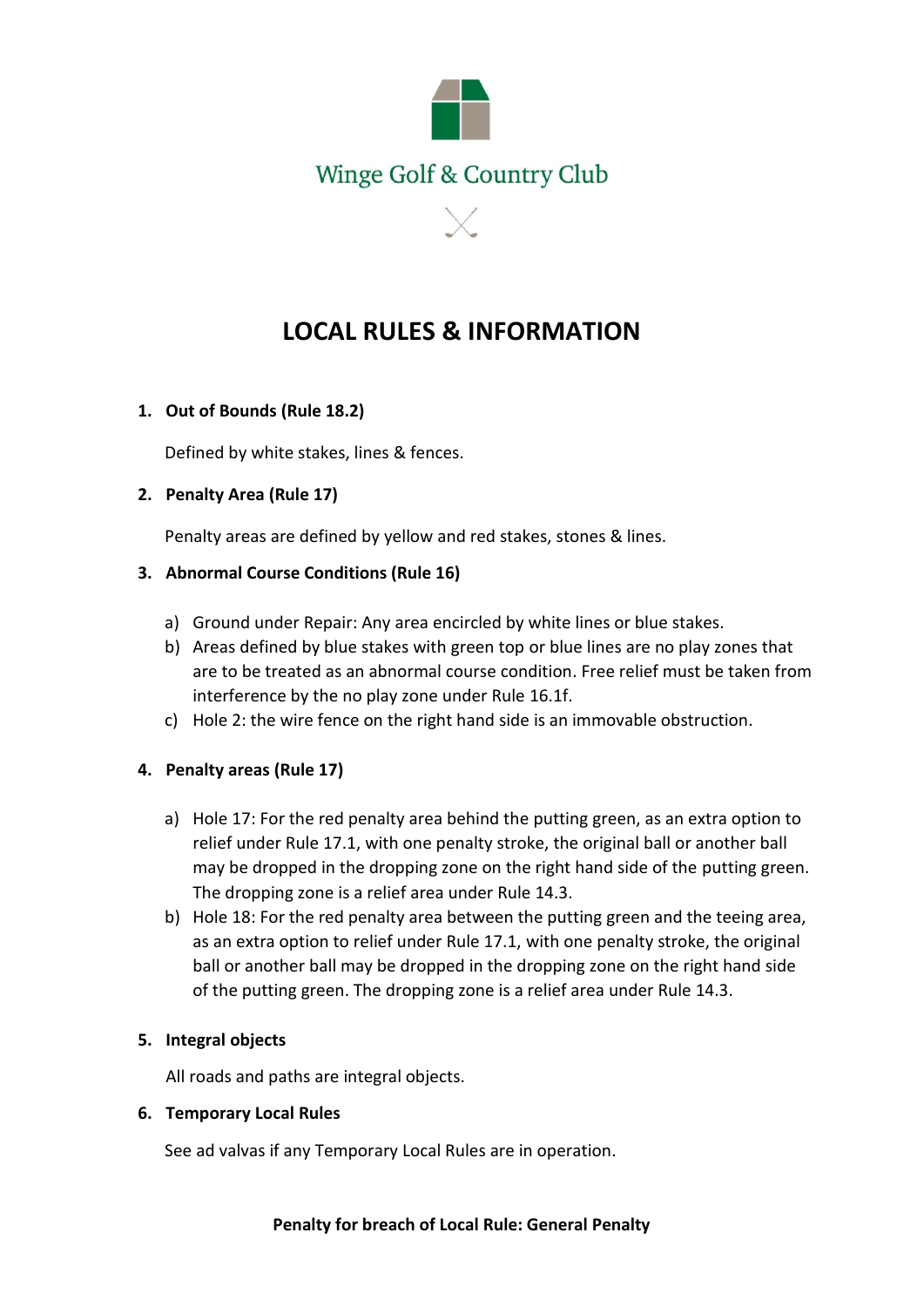Winge Golf & Country Club

# LOCAL RULES & INFORMATION

1. **Out of Bounds (Rule 18.2)**

   Defined by white stakes, lines & fences.

2. **Penalty Area (Rule 17)**

   Penalty areas are defined by yellow and red stakes, stones & lines.

3. **Abnormal Course Conditions (Rule 16)**

   a) Ground under Repair: Any area encircled by white lines or blue stakes.
   b) Areas defined by blue stakes with green top or blue lines are no play zones that are to be treated as an abnormal course condition. Free relief must be taken from interference by the no play zone under Rule 16.1f.
   c) Hole 2: the wire fence on the right hand side is an immovable obstruction.

4. **Penalty areas (Rule 17)**

   a) Hole 17: For the red penalty area behind the putting green, as an extra option to relief under Rule 17.1, with one penalty stroke, the original ball or another ball may be dropped in the dropping zone on the right hand side of the putting green. The dropping zone is a relief area under Rule 14.3.
   b) Hole 18: For the red penalty area between the putting green and the teeing area, as an extra option to relief under Rule 17.1, with one penalty stroke, the original ball or another ball may be dropped in the dropping zone on the right hand side of the putting green. The dropping zone is a relief area under Rule 14.3.

5. **Integral objects**

   All roads and paths are integral objects.

6. **Temporary Local Rules**

   See ad valvas if any Temporary Local Rules are in operation.

**Penalty for breach of Local Rule: General Penalty**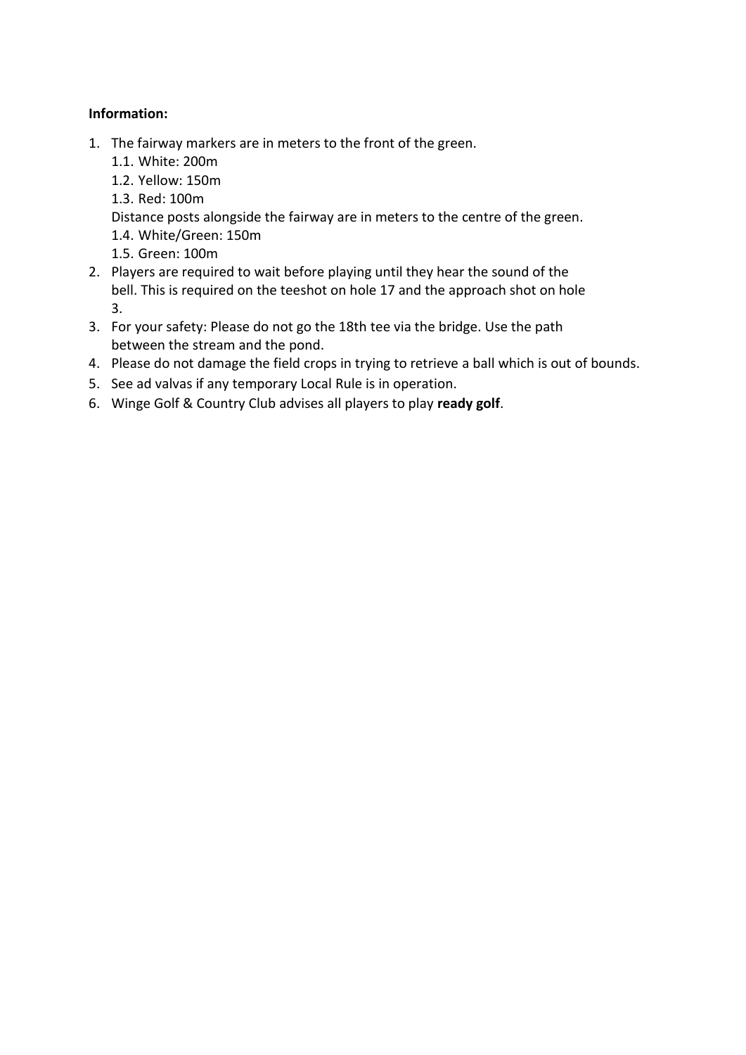**Information:**

1. The fairway markers are in meters to the front of the green.
   1.1. White: 200m
   1.2. Yellow: 150m
   1.3. Red: 100m
   Distance posts alongside the fairway are in meters to the centre of the green.
   1.4. White/Green: 150m
   1.5. Green: 100m
2. Players are required to wait before playing until they hear the sound of the bell. This is required on the teeshot on hole 17 and the approach shot on hole 3.
3. For your safety: Please do not go the 18th tee via the bridge. Use the path between the stream and the pond.
4. Please do not damage the field crops in trying to retrieve a ball which is out of bounds.
5. See ad valvas if any temporary Local Rule is in operation.
6. Winge Golf & Country Club advises all players to play **ready golf**.